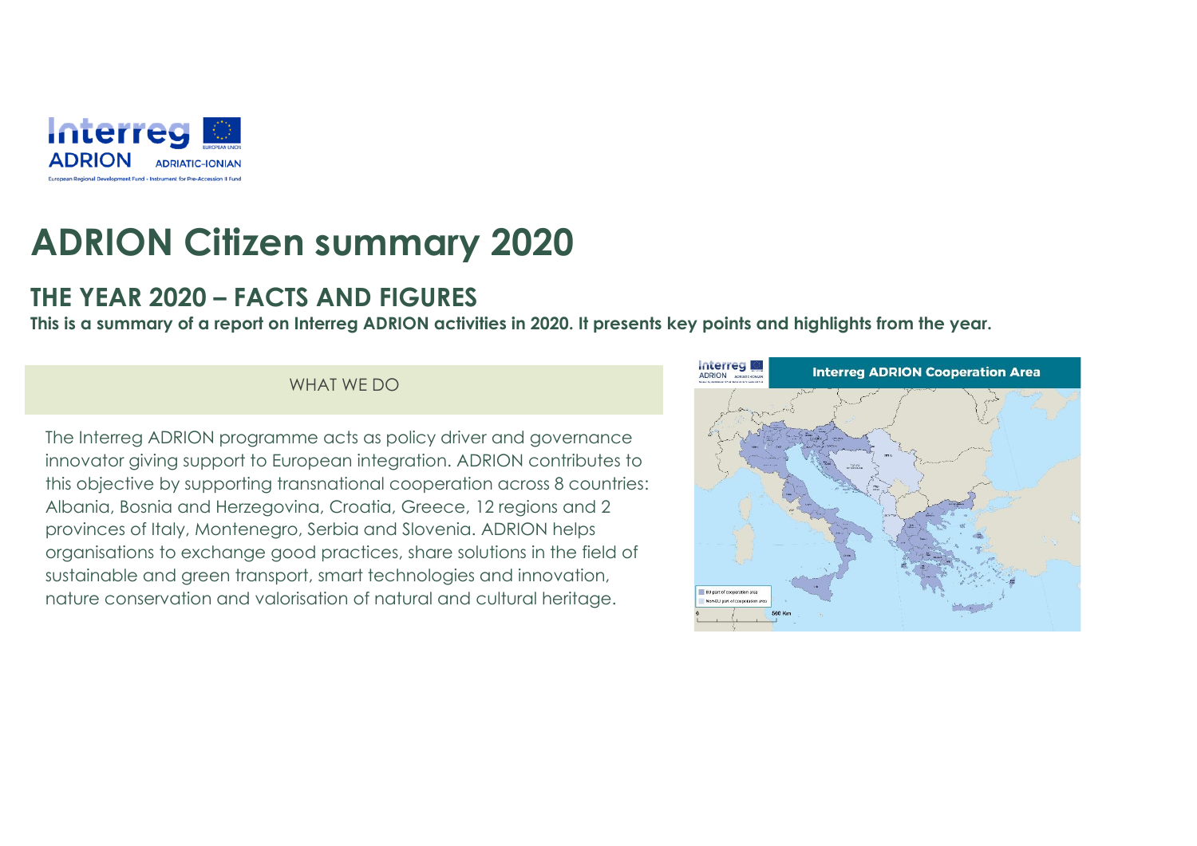# ADRION Citizen summary 2020

## THE YEAR 2020 – FACTS AND FIGURES

**This is a summary of a report on Interreg ADRION activities in 2020. It presents key points and highlights from the year.**

### WHAT WE DO

The Interreg ADRION programme acts as policy driver and governance innovator giving support to European integration. ADRION contributes to this objective by supporting transnational cooperation across 8 countries: Albania, Bosnia and Herzegovina, Croatia, Greece, 12 regions and 2 provinces of Italy, Montenegro, Serbia and Slovenia. ADRION helps organisations to exchange good practices, share solutions in the field of sustainable and green transport, smart technologies and innovation, nature conservation and valorisation of natural and cultural heritage.

Interreg ADRION Cooperation Area

EU part of cooperation area

Non-EU part of cooperation area

500 Km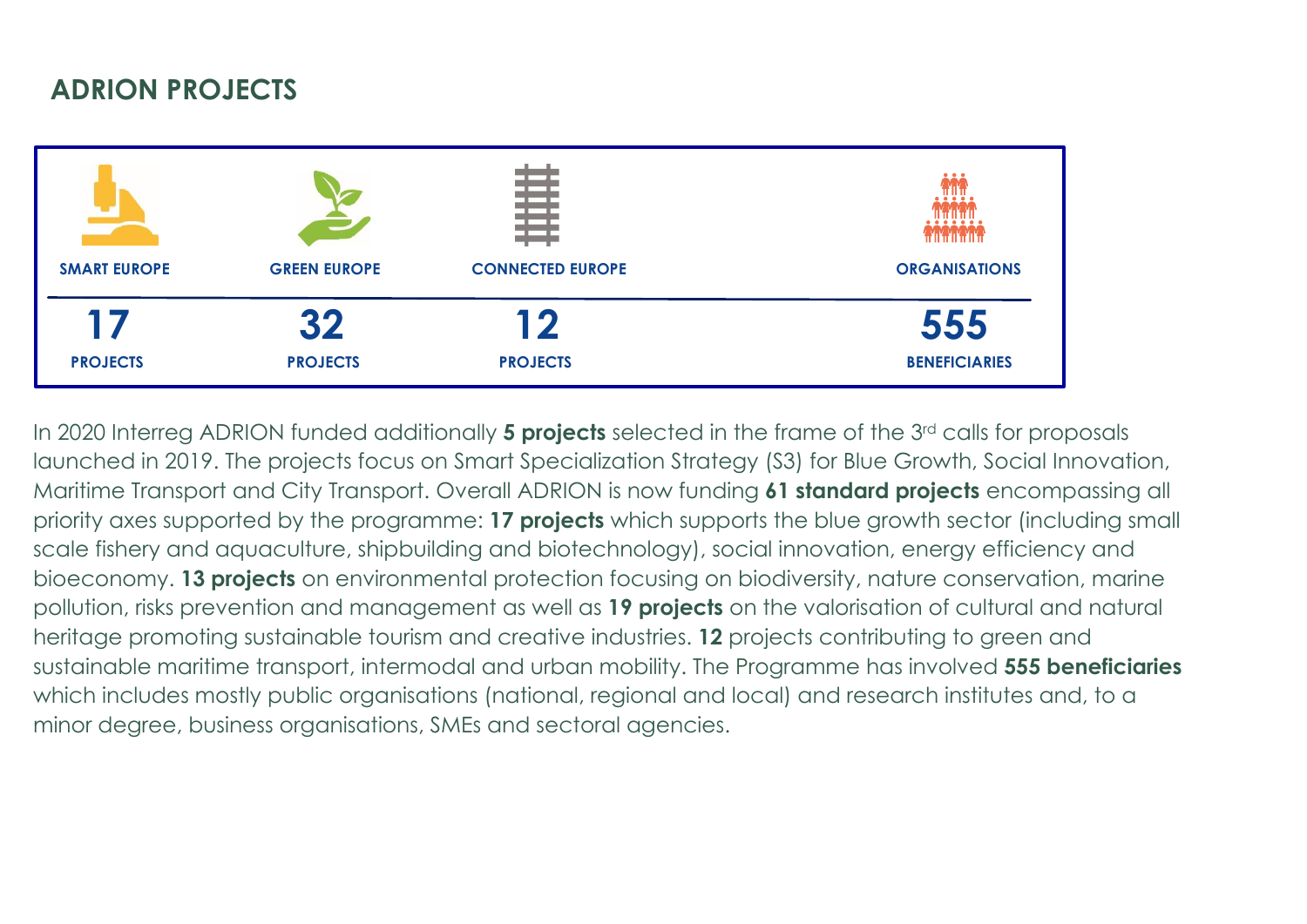## ADRION PROJECTS

| SMART EUROPE | GREEN EUROPE | CONNECTED EUROPE | ORGANISATIONS |
|---|---|---|---|
| **17** PROJECTS | **32** PROJECTS | **12** PROJECTS | **555** BENEFICIARIES |

In 2020 Interreg ADRION funded additionally **5 projects** selected in the frame of the 3rd calls for proposals launched in 2019. The projects focus on Smart Specialization Strategy (S3) for Blue Growth, Social Innovation, Maritime Transport and City Transport. Overall ADRION is now funding **61 standard projects** encompassing all priority axes supported by the programme: **17 projects** which supports the blue growth sector (including small scale fishery and aquaculture, shipbuilding and biotechnology), social innovation, energy efficiency and bioeconomy. **13 projects** on environmental protection focusing on biodiversity, nature conservation, marine pollution, risks prevention and management as well as **19 projects** on the valorisation of cultural and natural heritage promoting sustainable tourism and creative industries. **12** projects contributing to green and sustainable maritime transport, intermodal and urban mobility. The Programme has involved **555 beneficiaries** which includes mostly public organisations (national, regional and local) and research institutes and, to a minor degree, business organisations, SMEs and sectoral agencies.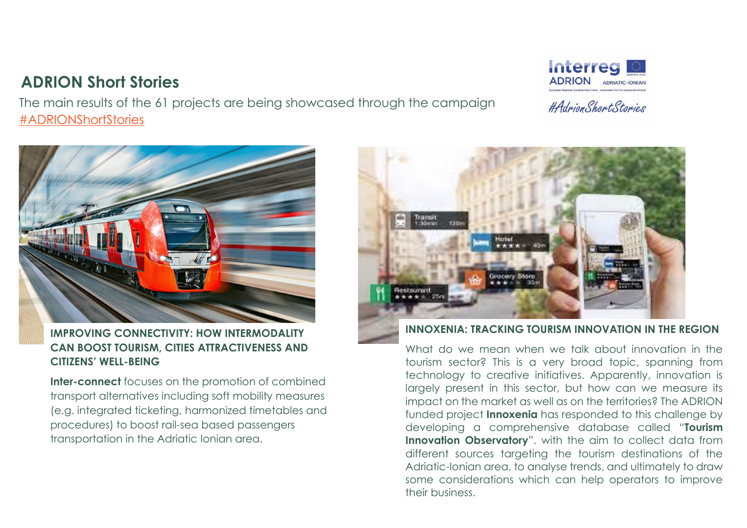## ADRION Short Stories

The main results of the 61 projects are being showcased through the campaign #ADRIONShortStories

### IMPROVING CONNECTIVITY: HOW INTERMODALITY CAN BOOST TOURISM, CITIES ATTRACTIVENESS AND CITIZENS' WELL-BEING

**Inter-connect** focuses on the promotion of combined transport alternatives including soft mobility measures (e.g. integrated ticketing, harmonized timetables and procedures) to boost rail-sea based passengers transportation in the Adriatic Ionian area.

### INNOXENIA: TRACKING TOURISM INNOVATION IN THE REGION

What do we mean when we talk about innovation in the tourism sector? This is a very broad topic, spanning from technology to creative initiatives. Apparently, innovation is largely present in this sector, but how can we measure its impact on the market as well as on the territories? The ADRION funded project **Innoxenia** has responded to this challenge by developing a comprehensive database called "**Tourism Innovation Observatory**". with the aim to collect data from different sources targeting the tourism destinations of the Adriatic-Ionian area, to analyse trends, and ultimately to draw some considerations which can help operators to improve their business.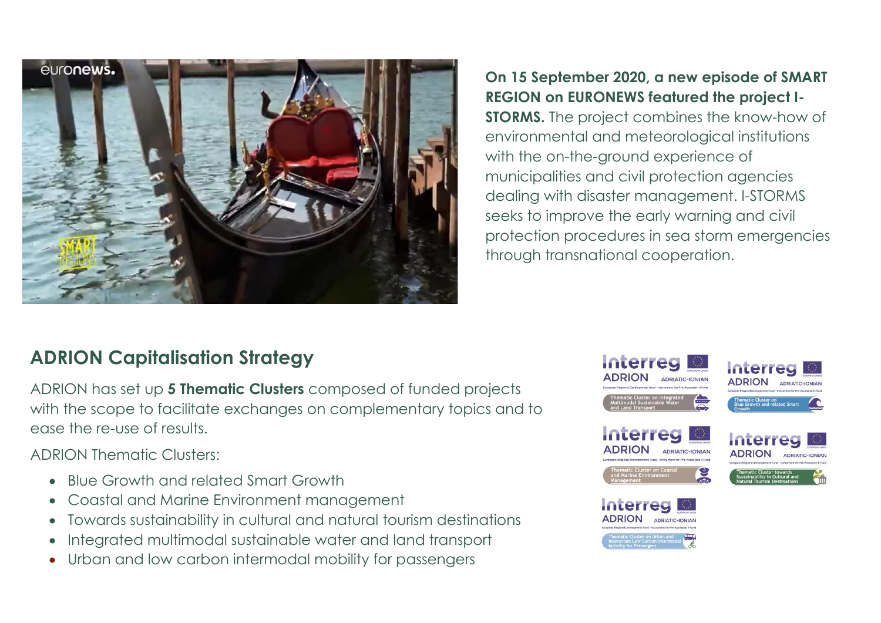**On 15 September 2020, a new episode of SMART REGION on EURONEWS featured the project I-STORMS.** The project combines the know-how of environmental and meteorological institutions with the on-the-ground experience of municipalities and civil protection agencies dealing with disaster management. I-STORMS seeks to improve the early warning and civil protection procedures in sea storm emergencies through transnational cooperation.

## ADRION Capitalisation Strategy

ADRION has set up **5 Thematic Clusters** composed of funded projects with the scope to facilitate exchanges on complementary topics and to ease the re-use of results.

ADRION Thematic Clusters:

- Blue Growth and related Smart Growth
- Coastal and Marine Environment management
- Towards sustainability in cultural and natural tourism destinations
- Integrated multimodal sustainable water and land transport
- Urban and low carbon intermodal mobility for passengers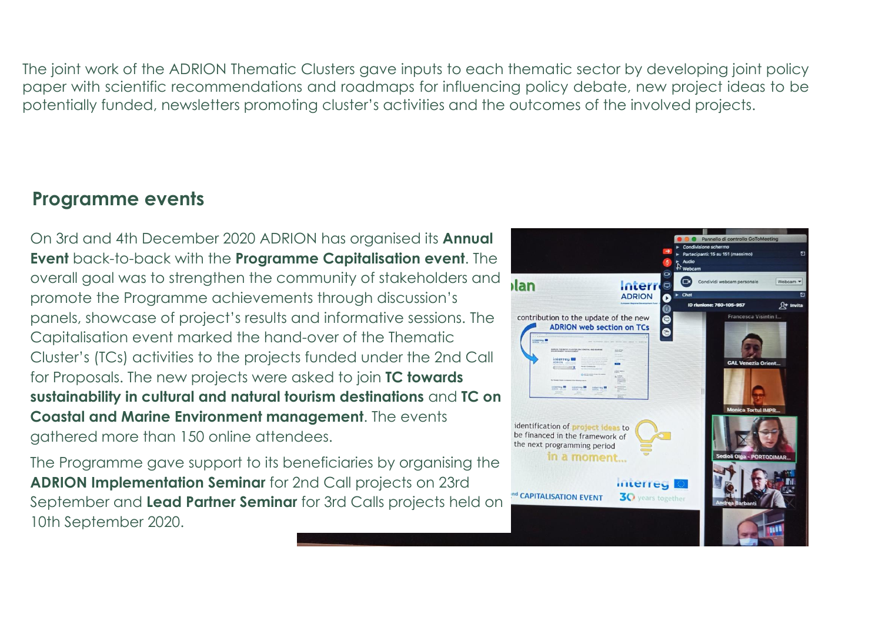The joint work of the ADRION Thematic Clusters gave inputs to each thematic sector by developing joint policy paper with scientific recommendations and roadmaps for influencing policy debate, new project ideas to be potentially funded, newsletters promoting cluster's activities and the outcomes of the involved projects.

## Programme events

On 3rd and 4th December 2020 ADRION has organised its **Annual Event** back-to-back with the **Programme Capitalisation event**. The overall goal was to strengthen the community of stakeholders and promote the Programme achievements through discussion's panels, showcase of project's results and informative sessions. The Capitalisation event marked the hand-over of the Thematic Cluster's (TCs) activities to the projects funded under the 2nd Call for Proposals. The new projects were asked to join **TC towards sustainability in cultural and natural tourism destinations** and **TC on Coastal and Marine Environment management**. The events gathered more than 150 online attendees.

The Programme gave support to its beneficiaries by organising the **ADRION Implementation Seminar** for 2nd Call projects on 23rd September and **Lead Partner Seminar** for 3rd Calls projects held on 10th September 2020.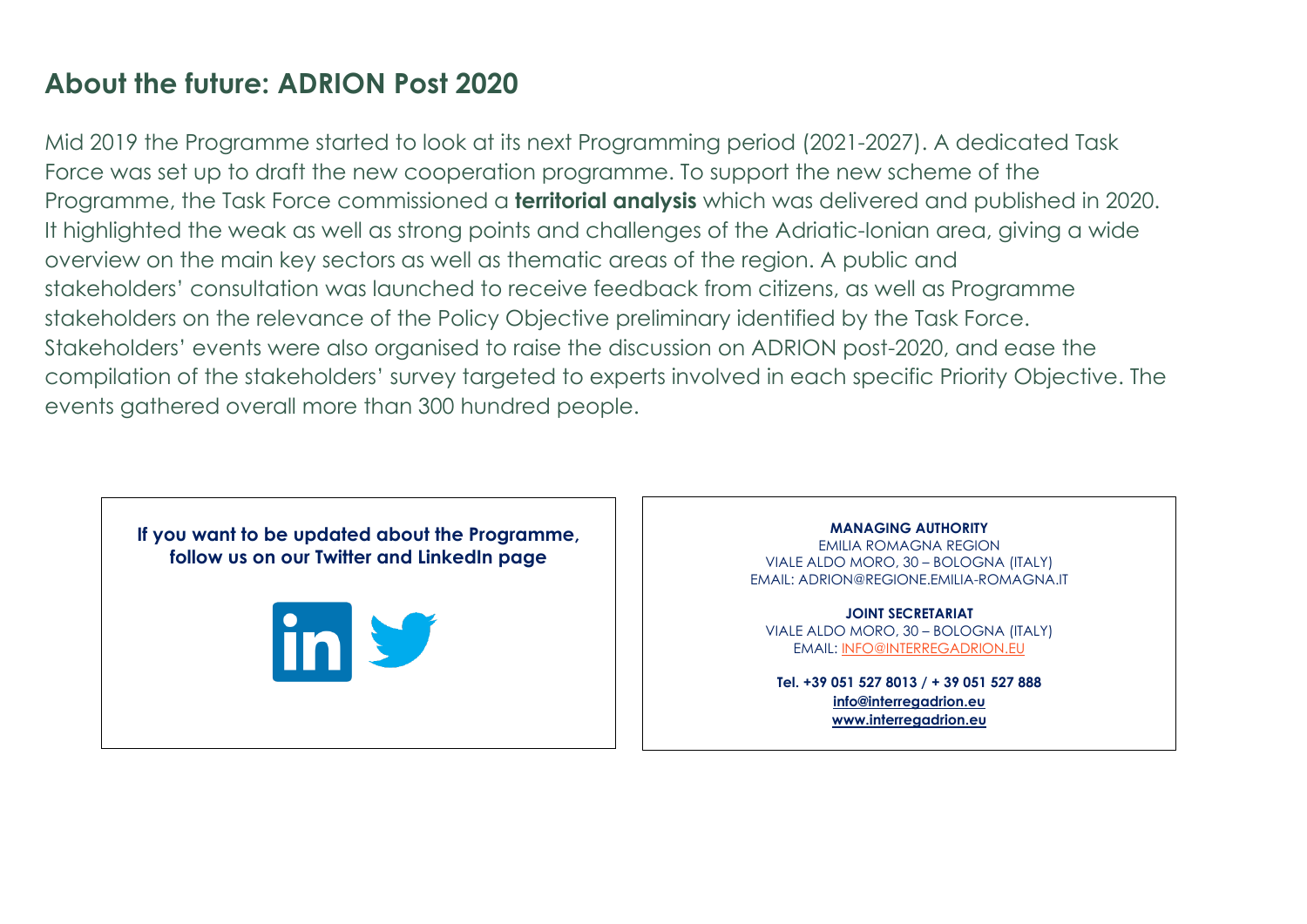## About the future: ADRION Post 2020

Mid 2019 the Programme started to look at its next Programming period (2021-2027). A dedicated Task Force was set up to draft the new cooperation programme. To support the new scheme of the Programme, the Task Force commissioned a **territorial analysis** which was delivered and published in 2020. It highlighted the weak as well as strong points and challenges of the Adriatic-Ionian area, giving a wide overview on the main key sectors as well as thematic areas of the region. A public and stakeholders' consultation was launched to receive feedback from citizens, as well as Programme stakeholders on the relevance of the Policy Objective preliminary identified by the Task Force. Stakeholders' events were also organised to raise the discussion on ADRION post-2020, and ease the compilation of the stakeholders' survey targeted to experts involved in each specific Priority Objective. The events gathered overall more than 300 hundred people.

**If you want to be updated about the Programme, follow us on our Twitter and LinkedIn page**

**MANAGING AUTHORITY**
EMILIA ROMAGNA REGION
VIALE ALDO MORO, 30 – BOLOGNA (ITALY)
EMAIL: ADRION@REGIONE.EMILIA-ROMAGNA.IT

**JOINT SECRETARIAT**
VIALE ALDO MORO, 30 – BOLOGNA (ITALY)
EMAIL: INFO@INTERREGADRION.EU

**Tel. +39 051 527 8013 / + 39 051 527 888**
**info@interregadrion.eu**
**www.interregadrion.eu**